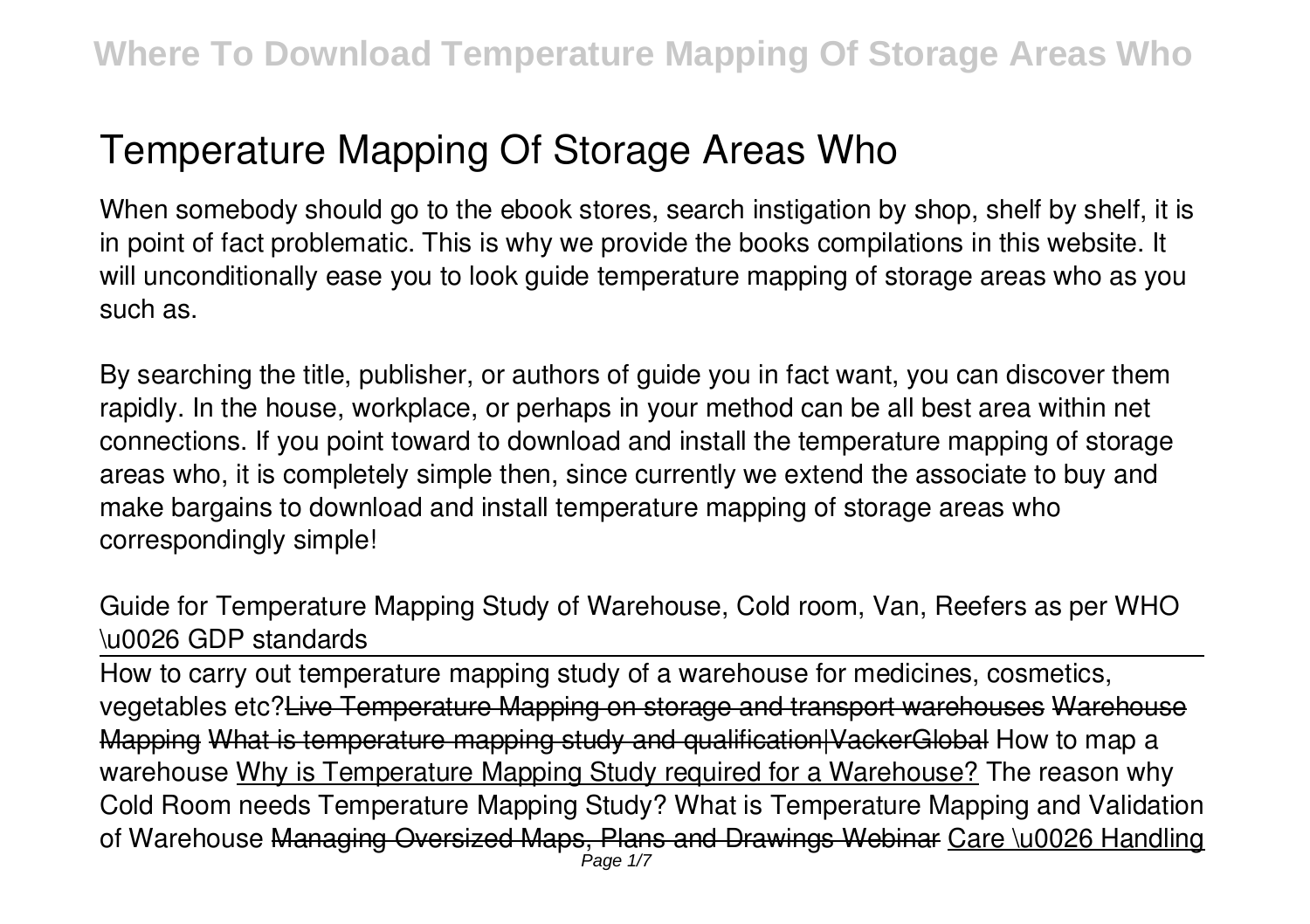# Temperature Mapping Of Storage Areas Who

When somebody should go to the ebook stores, search instigation by shop, shelf by shelf, it is in point of fact problematic. This is why we provide the books compilations in this website. It will unconditionally ease you to look guide **temperature mapping of storage areas who** as you such as.

By searching the title, publisher, or authors of guide you in fact want, you can discover them rapidly. In the house, workplace, or perhaps in your method can be all best area within net connections. If you point toward to download and install the temperature mapping of storage areas who, it is completely simple then, since currently we extend the associate to buy and make bargains to download and install temperature mapping of storage areas who correspondingly simple!

*Guide for Temperature Mapping Study of Warehouse, Cold room, Van, Reefers as per WHO \u0026 GDP standards*

How to carry out temperature mapping study of a warehouse for medicines, cosmetics, vegetables etc?~~Live Temperature Mapping on storage and transport warehouses~~ ~~Warehouse Mapping~~ ~~What is temperature mapping study and qualification|VackerGlobal~~ *How to map a warehouse* Why is Temperature Mapping Study required for a Warehouse? *The reason why Cold Room needs Temperature Mapping Study?* *What is Temperature Mapping and Validation of Warehouse* ~~Managing Oversized Maps, Plans and Drawings Webinar~~ Care \u0026 Handling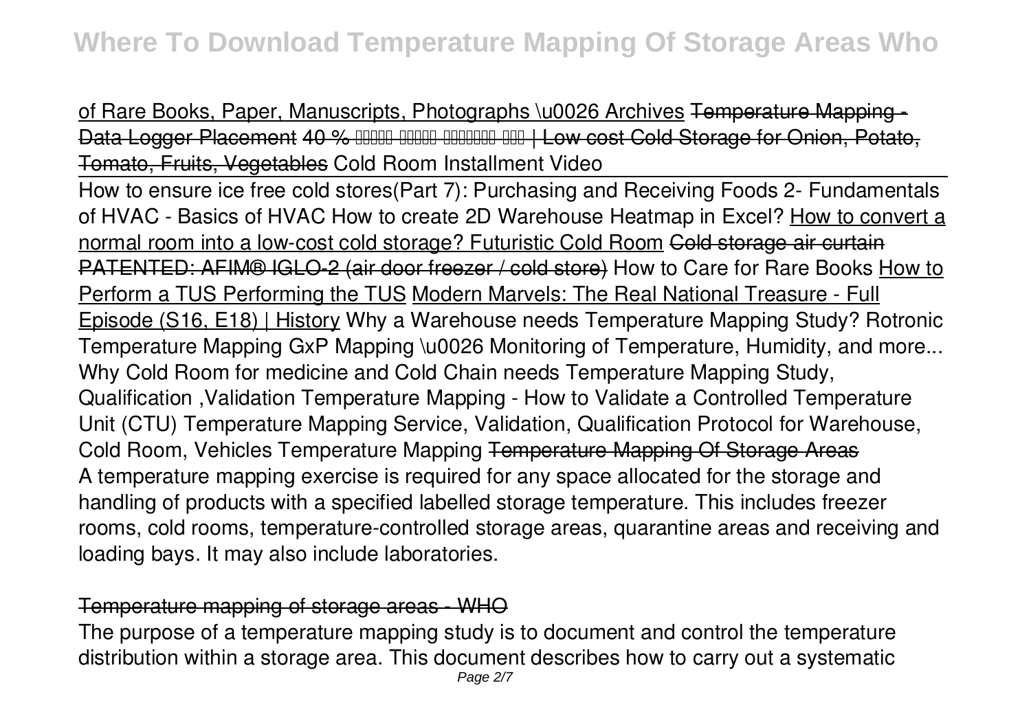of Rare Books, Paper, Manuscripts, Photographs \u0026 Archives ~~Temperature Mapping - Data Logger Placement~~ ~~40 % □□□□□ □□□□□ □□□□□□□ □□□ | Low cost Cold Storage for Onion, Potato, Tomato, Fruits, Vegetables~~ Cold Room Installment Video

How to ensure ice free cold stores(Part 7): Purchasing and Receiving Foods 2- Fundamentals of HVAC - Basics of HVAC How to create 2D Warehouse Heatmap in Excel? How to convert a normal room into a low-cost cold storage? Futuristic Cold Room ~~Cold storage air curtain PATENTED: AFIM® IGLO-2 (air door freezer / cold store)~~ How to Care for Rare Books How to Perform a TUS Performing the TUS Modern Marvels: The Real National Treasure - Full Episode (S16, E18) | History Why a Warehouse needs Temperature Mapping Study? Rotronic Temperature Mapping GxP Mapping \u0026 Monitoring of Temperature, Humidity, and more... Why Cold Room for medicine and Cold Chain needs Temperature Mapping Study, Qualification ,Validation Temperature Mapping - How to Validate a Controlled Temperature Unit (CTU) Temperature Mapping Service, Validation, Qualification Protocol for Warehouse, Cold Room, Vehicles Temperature Mapping ~~Temperature Mapping Of Storage Areas~~

A temperature mapping exercise is required for any space allocated for the storage and handling of products with a specified labelled storage temperature. This includes freezer rooms, cold rooms, temperature-controlled storage areas, quarantine areas and receiving and loading bays. It may also include laboratories.

## ~~Temperature mapping of storage areas - WHO~~

The purpose of a temperature mapping study is to document and control the temperature distribution within a storage area. This document describes how to carry out a systematic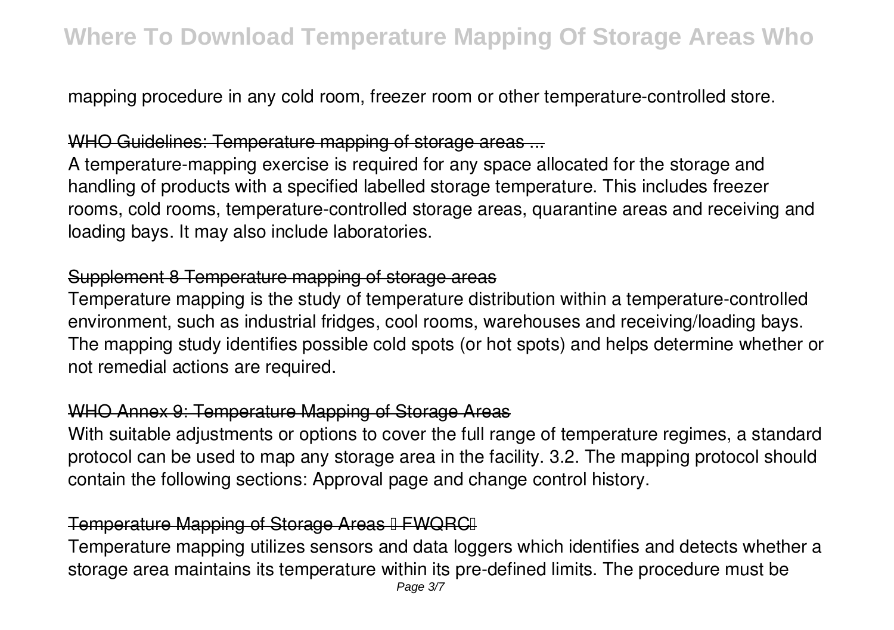mapping procedure in any cold room, freezer room or other temperature-controlled store.

## WHO Guidelines: Temperature mapping of storage areas ...

A temperature-mapping exercise is required for any space allocated for the storage and handling of products with a specified labelled storage temperature. This includes freezer rooms, cold rooms, temperature-controlled storage areas, quarantine areas and receiving and loading bays. It may also include laboratories.

## Supplement 8 Temperature mapping of storage areas

Temperature mapping is the study of temperature distribution within a temperature-controlled environment, such as industrial fridges, cool rooms, warehouses and receiving/loading bays. The mapping study identifies possible cold spots (or hot spots) and helps determine whether or not remedial actions are required.

## WHO Annex 9: Temperature Mapping of Storage Areas

With suitable adjustments or options to cover the full range of temperature regimes, a standard protocol can be used to map any storage area in the facility. 3.2. The mapping protocol should contain the following sections: Approval page and change control history.

## Temperature Mapping of Storage Areas – FWQRC–

Temperature mapping utilizes sensors and data loggers which identifies and detects whether a storage area maintains its temperature within its pre-defined limits. The procedure must be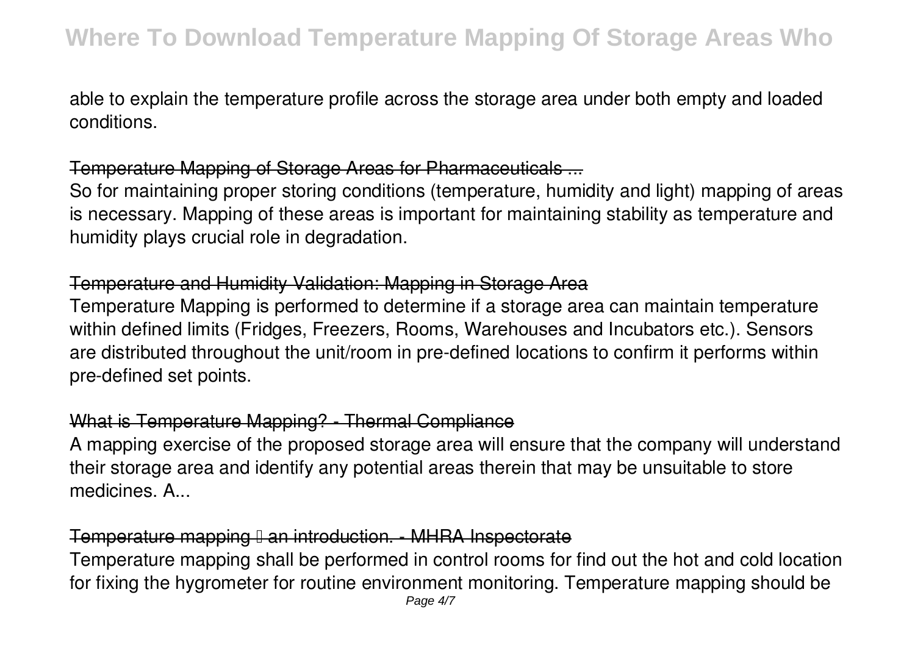able to explain the temperature profile across the storage area under both empty and loaded conditions.

## Temperature Mapping of Storage Areas for Pharmaceuticals ...

So for maintaining proper storing conditions (temperature, humidity and light) mapping of areas is necessary. Mapping of these areas is important for maintaining stability as temperature and humidity plays crucial role in degradation.

## Temperature and Humidity Validation: Mapping in Storage Area

Temperature Mapping is performed to determine if a storage area can maintain temperature within defined limits (Fridges, Freezers, Rooms, Warehouses and Incubators etc.). Sensors are distributed throughout the unit/room in pre-defined locations to confirm it performs within pre-defined set points.

## What is Temperature Mapping? - Thermal Compliance

A mapping exercise of the proposed storage area will ensure that the company will understand their storage area and identify any potential areas therein that may be unsuitable to store medicines. A...

## Temperature mapping – an introduction. - MHRA Inspectorate

Temperature mapping shall be performed in control rooms for find out the hot and cold location for fixing the hygrometer for routine environment monitoring. Temperature mapping should be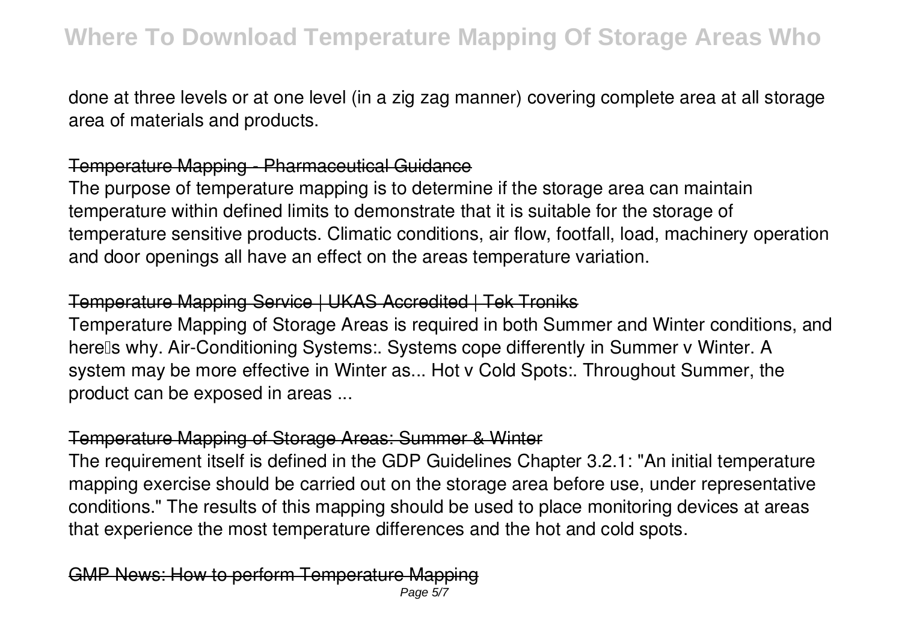done at three levels or at one level (in a zig zag manner) covering complete area at all storage area of materials and products.

## Temperature Mapping - Pharmaceutical Guidance

The purpose of temperature mapping is to determine if the storage area can maintain temperature within defined limits to demonstrate that it is suitable for the storage of temperature sensitive products. Climatic conditions, air flow, footfall, load, machinery operation and door openings all have an effect on the areas temperature variation.

## Temperature Mapping Service | UKAS Accredited | Tek Troniks

Temperature Mapping of Storage Areas is required in both Summer and Winter conditions, and here's why. Air-Conditioning Systems:. Systems cope differently in Summer v Winter. A system may be more effective in Winter as... Hot v Cold Spots:. Throughout Summer, the product can be exposed in areas ...

## Temperature Mapping of Storage Areas: Summer & Winter

The requirement itself is defined in the GDP Guidelines Chapter 3.2.1: "An initial temperature mapping exercise should be carried out on the storage area before use, under representative conditions." The results of this mapping should be used to place monitoring devices at areas that experience the most temperature differences and the hot and cold spots.

## GMP News: How to perform Temperature Mapping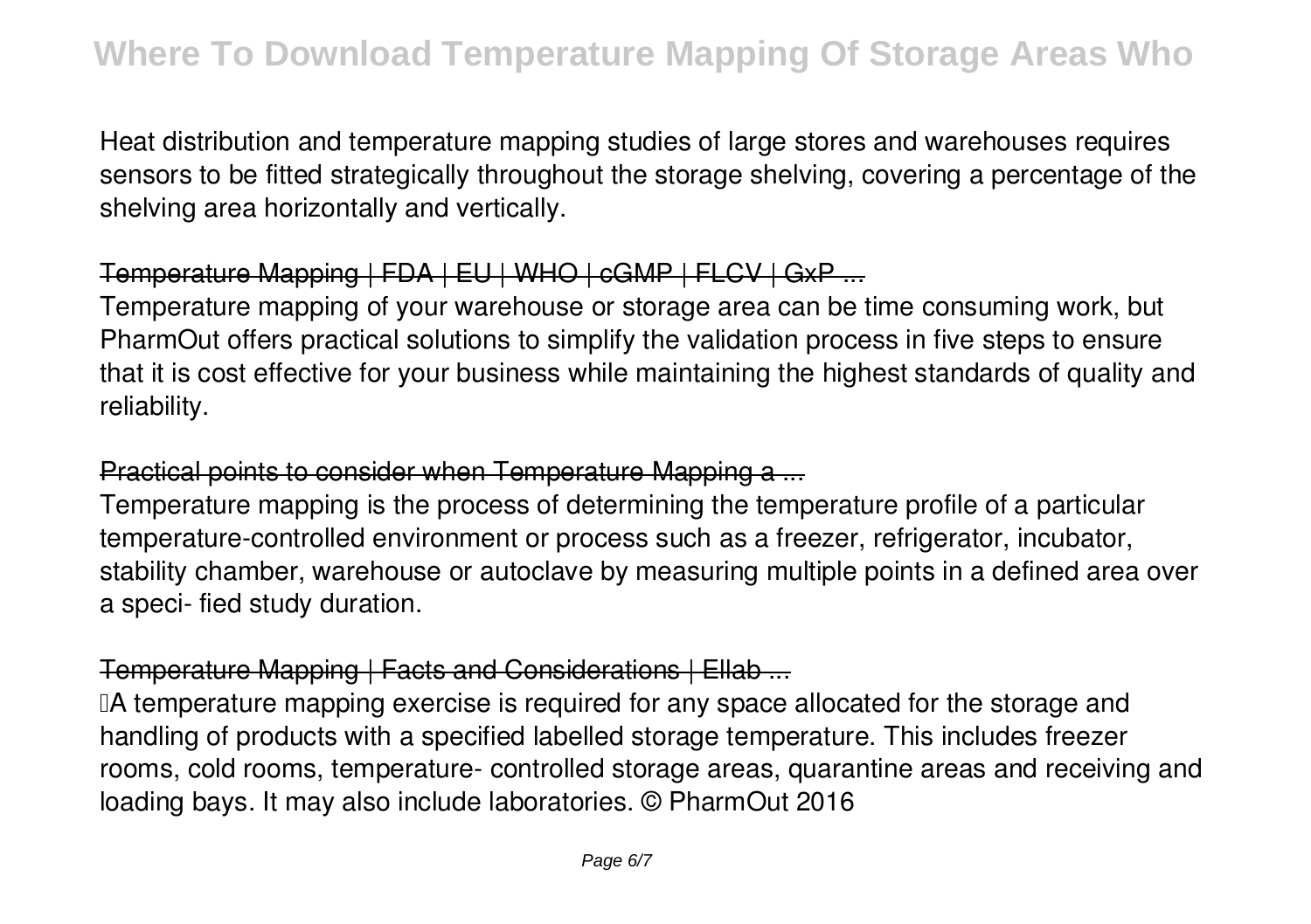Heat distribution and temperature mapping studies of large stores and warehouses requires sensors to be fitted strategically throughout the storage shelving, covering a percentage of the shelving area horizontally and vertically.

## Temperature Mapping | FDA | EU | WHO | cGMP | FLCV | GxP ...

Temperature mapping of your warehouse or storage area can be time consuming work, but PharmOut offers practical solutions to simplify the validation process in five steps to ensure that it is cost effective for your business while maintaining the highest standards of quality and reliability.

## Practical points to consider when Temperature Mapping a ...

Temperature mapping is the process of determining the temperature profile of a particular temperature-controlled environment or process such as a freezer, refrigerator, incubator, stability chamber, warehouse or autoclave by measuring multiple points in a defined area over a speci- fied study duration.

## Temperature Mapping | Facts and Considerations | Ellab ...

A temperature mapping exercise is required for any space allocated for the storage and handling of products with a specified labelled storage temperature. This includes freezer rooms, cold rooms, temperature- controlled storage areas, quarantine areas and receiving and loading bays. It may also include laboratories. © PharmOut 2016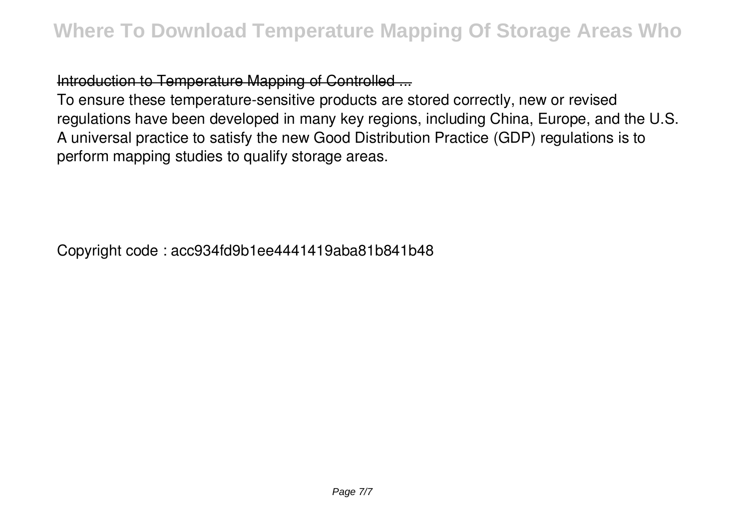Introduction to Temperature Mapping of Controlled ...

To ensure these temperature-sensitive products are stored correctly, new or revised regulations have been developed in many key regions, including China, Europe, and the U.S. A universal practice to satisfy the new Good Distribution Practice (GDP) regulations is to perform mapping studies to qualify storage areas.

Copyright code : acc934fd9b1ee4441419aba81b841b48